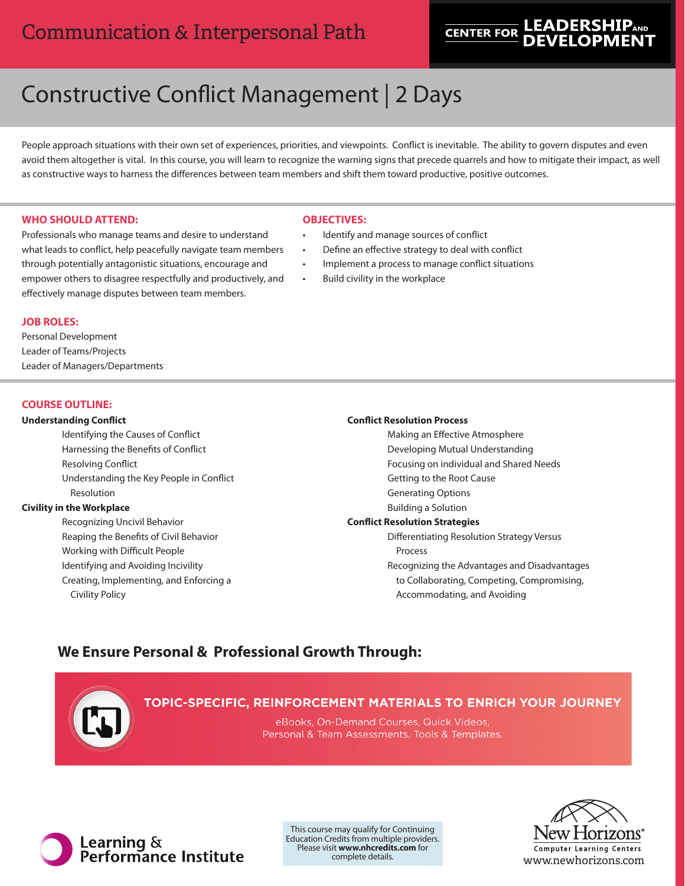Communication & Interpersonal Path

CENTER FOR LEADERSHIP AND DEVELOPMENT

# Constructive Conflict Management | 2 Days

People approach situations with their own set of experiences, priorities, and viewpoints. Conflict is inevitable. The ability to govern disputes and even avoid them altogether is vital. In this course, you will learn to recognize the warning signs that precede quarrels and how to mitigate their impact, as well as constructive ways to harness the differences between team members and shift them toward productive, positive outcomes.

## WHO SHOULD ATTEND:

Professionals who manage teams and desire to understand what leads to conflict, help peacefully navigate team members through potentially antagonistic situations, encourage and empower others to disagree respectfully and productively, and effectively manage disputes between team members.

## OBJECTIVES:

- Identify and manage sources of conflict
- Define an effective strategy to deal with conflict
- Implement a process to manage conflict situations
- Build civility in the workplace

## JOB ROLES:

Personal Development
Leader of Teams/Projects
Leader of Managers/Departments

## COURSE OUTLINE:

**Understanding Conflict**

- Identifying the Causes of Conflict
- Harnessing the Benefits of Conflict
- Resolving Conflict
- Understanding the Key People in Conflict Resolution

**Civility in the Workplace**

- Recognizing Uncivil Behavior
- Reaping the Benefits of Civil Behavior
- Working with Difficult People
- Identifying and Avoiding Incivility
- Creating, Implementing, and Enforcing a Civility Policy

**Conflict Resolution Process**

- Making an Effective Atmosphere
- Developing Mutual Understanding
- Focusing on individual and Shared Needs
- Getting to the Root Cause
- Generating Options
- Building a Solution

**Conflict Resolution Strategies**

- Differentiating Resolution Strategy Versus Process
- Recognizing the Advantages and Disadvantages to Collaborating, Competing, Compromising, Accommodating, and Avoiding

## We Ensure Personal & Professional Growth Through:

**TOPIC-SPECIFIC, REINFORCEMENT MATERIALS TO ENRICH YOUR JOURNEY**

eBooks, On-Demand Courses, Quick Videos, Personal & Team Assessments, Tools & Templates.

Learning & Performance Institute

This course may qualify for Continuing Education Credits from multiple providers. Please visit **www.nhcredits.com** for complete details.

New Horizons® Computer Learning Centers
www.newhorizons.com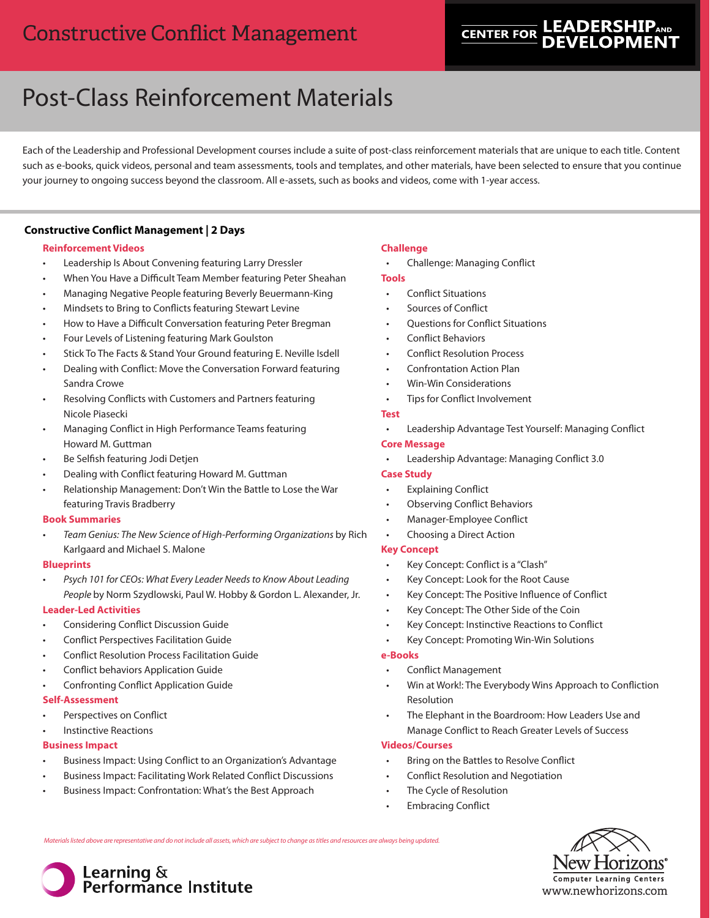# Constructive Conflict Management

CENTER FOR LEADERSHIP AND DEVELOPMENT

## Post-Class Reinforcement Materials

Each of the Leadership and Professional Development courses include a suite of post-class reinforcement materials that are unique to each title. Content such as e-books, quick videos, personal and team assessments, tools and templates, and other materials, have been selected to ensure that you continue your journey to ongoing success beyond the classroom. All e-assets, such as books and videos, come with 1-year access.

### Constructive Conflict Management | 2 Days

**Reinforcement Videos**

- Leadership Is About Convening featuring Larry Dressler
- When You Have a Difficult Team Member featuring Peter Sheahan
- Managing Negative People featuring Beverly Beuermann-King
- Mindsets to Bring to Conflicts featuring Stewart Levine
- How to Have a Difficult Conversation featuring Peter Bregman
- Four Levels of Listening featuring Mark Goulston
- Stick To The Facts & Stand Your Ground featuring E. Neville Isdell
- Dealing with Conflict: Move the Conversation Forward featuring Sandra Crowe
- Resolving Conflicts with Customers and Partners featuring Nicole Piasecki
- Managing Conflict in High Performance Teams featuring Howard M. Guttman
- Be Selfish featuring Jodi Detjen
- Dealing with Conflict featuring Howard M. Guttman
- Relationship Management: Don't Win the Battle to Lose the War featuring Travis Bradberry

**Book Summaries**

- *Team Genius: The New Science of High-Performing Organizations* by Rich Karlgaard and Michael S. Malone

**Blueprints**

- *Psych 101 for CEOs: What Every Leader Needs to Know About Leading People* by Norm Szydlowski, Paul W. Hobby & Gordon L. Alexander, Jr.

**Leader-Led Activities**

- Considering Conflict Discussion Guide
- Conflict Perspectives Facilitation Guide
- Conflict Resolution Process Facilitation Guide
- Conflict behaviors Application Guide
- Confronting Conflict Application Guide

**Self-Assessment**

- Perspectives on Conflict
- Instinctive Reactions

**Business Impact**

- Business Impact: Using Conflict to an Organization's Advantage
- Business Impact: Facilitating Work Related Conflict Discussions
- Business Impact: Confrontation: What's the Best Approach

**Challenge**

- Challenge: Managing Conflict

**Tools**

- Conflict Situations
- Sources of Conflict
- Questions for Conflict Situations
- Conflict Behaviors
- Conflict Resolution Process
- Confrontation Action Plan
- Win-Win Considerations
- Tips for Conflict Involvement

**Test**

- Leadership Advantage Test Yourself: Managing Conflict

**Core Message**

- Leadership Advantage: Managing Conflict 3.0

**Case Study**

- Explaining Conflict
- Observing Conflict Behaviors
- Manager-Employee Conflict
- Choosing a Direct Action

**Key Concept**

- Key Concept: Conflict is a "Clash"
- Key Concept: Look for the Root Cause
- Key Concept: The Positive Influence of Conflict
- Key Concept: The Other Side of the Coin
- Key Concept: Instinctive Reactions to Conflict
- Key Concept: Promoting Win-Win Solutions

**e-Books**

- Conflict Management
- Win at Work!: The Everybody Wins Approach to Confliction Resolution
- The Elephant in the Boardroom: How Leaders Use and Manage Conflict to Reach Greater Levels of Success

**Videos/Courses**

- Bring on the Battles to Resolve Conflict
- Conflict Resolution and Negotiation
- The Cycle of Resolution
- Embracing Conflict

*Materials listed above are representative and do not include all assets, which are subject to change as titles and resources are always being updated.*

Learning & Performance Institute

New Horizons® Computer Learning Centers
www.newhorizons.com